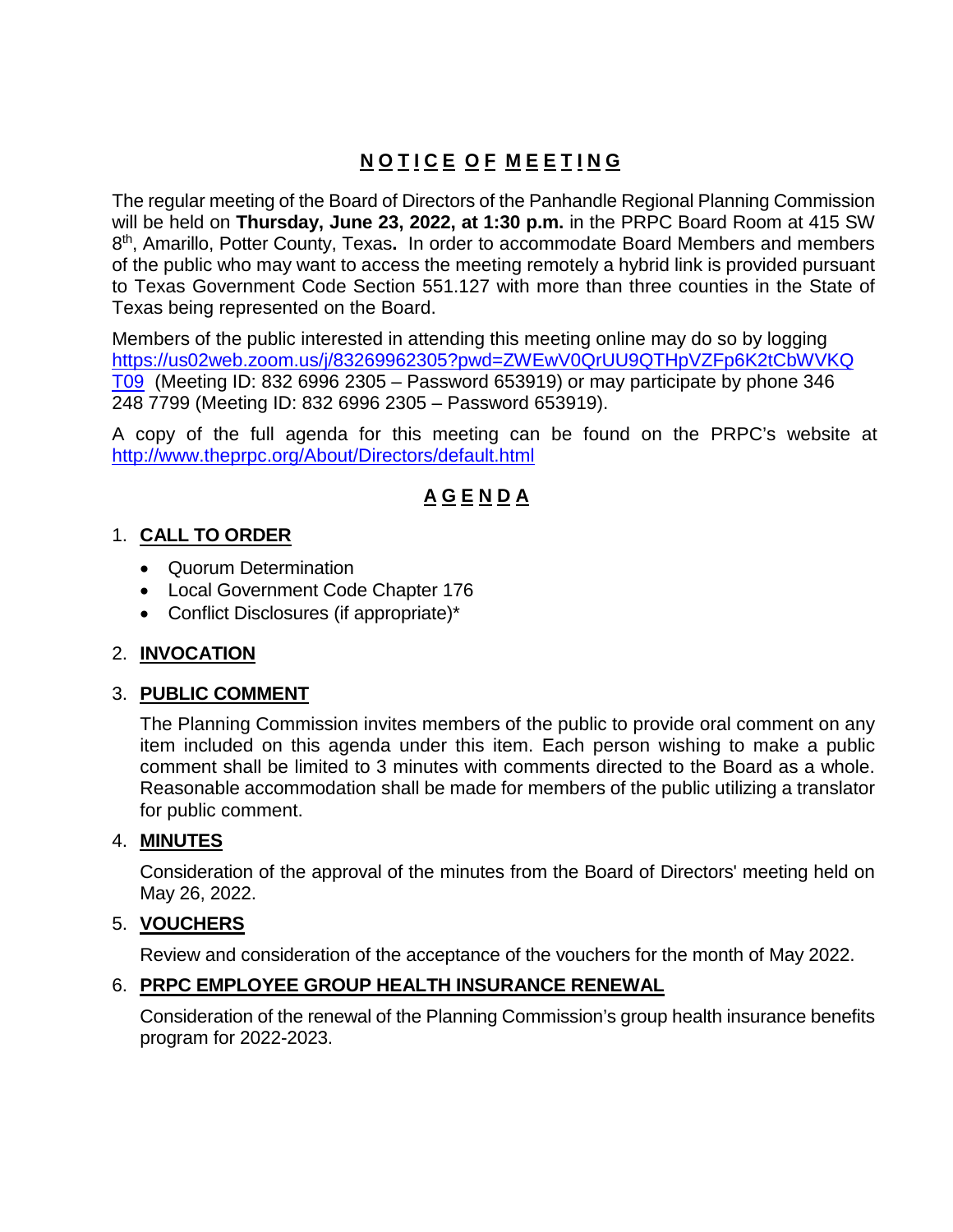# **NOTICE OF MEETING**

The regular meeting of the Board of Directors of the Panhandle Regional Planning Commission will be held on **Thursday, June 23, 2022, at 1:30 p.m.** in the PRPC Board Room at 415 SW 8th, Amarillo, Potter County, Texas**.** In order to accommodate Board Members and members of the public who may want to access the meeting remotely a hybrid link is provided pursuant to Texas Government Code Section 551.127 with more than three counties in the State of Texas being represented on the Board.

Members of the public interested in attending this meeting online may do so by logging https://us02web.zoom.us/j/83269962305?pwd=ZWEwV0QrUU9QTHpVZFp6K2tCbWVKQT09 (Meeting ID: 832 6996 2305 – Password 653919) or may participate by phone 346 248 7799 (Meeting ID: 832 6996 2305 – Password 653919).

A copy of the full agenda for this meeting can be found on the PRPC's website at http://www.theprpc.org/About/Directors/default.html

## **AGENDA**

1. **CALL TO ORDER**
   - Quorum Determination
   - Local Government Code Chapter 176
   - Conflict Disclosures (if appropriate)*

2. **INVOCATION**

3. **PUBLIC COMMENT**

   The Planning Commission invites members of the public to provide oral comment on any item included on this agenda under this item. Each person wishing to make a public comment shall be limited to 3 minutes with comments directed to the Board as a whole. Reasonable accommodation shall be made for members of the public utilizing a translator for public comment.

4. **MINUTES**

   Consideration of the approval of the minutes from the Board of Directors' meeting held on May 26, 2022.

5. **VOUCHERS**

   Review and consideration of the acceptance of the vouchers for the month of May 2022.

6. **PRPC EMPLOYEE GROUP HEALTH INSURANCE RENEWAL**

   Consideration of the renewal of the Planning Commission's group health insurance benefits program for 2022-2023.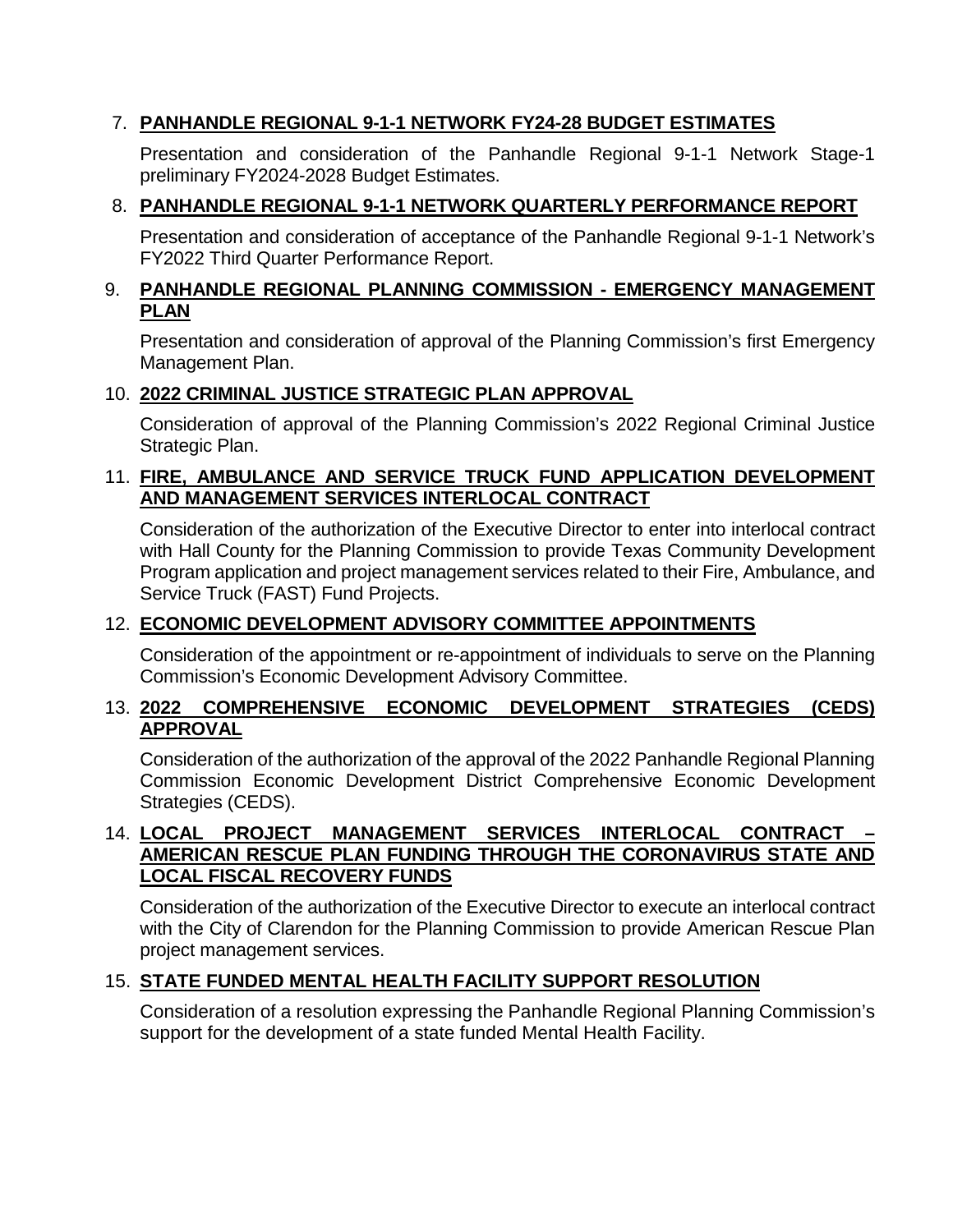7. **PANHANDLE REGIONAL 9-1-1 NETWORK FY24-28 BUDGET ESTIMATES**

   Presentation and consideration of the Panhandle Regional 9-1-1 Network Stage-1 preliminary FY2024-2028 Budget Estimates.

8. **PANHANDLE REGIONAL 9-1-1 NETWORK QUARTERLY PERFORMANCE REPORT**

   Presentation and consideration of acceptance of the Panhandle Regional 9-1-1 Network's FY2022 Third Quarter Performance Report.

9. **PANHANDLE REGIONAL PLANNING COMMISSION - EMERGENCY MANAGEMENT PLAN**

   Presentation and consideration of approval of the Planning Commission's first Emergency Management Plan.

10. **2022 CRIMINAL JUSTICE STRATEGIC PLAN APPROVAL**

    Consideration of approval of the Planning Commission's 2022 Regional Criminal Justice Strategic Plan.

11. **FIRE, AMBULANCE AND SERVICE TRUCK FUND APPLICATION DEVELOPMENT AND MANAGEMENT SERVICES INTERLOCAL CONTRACT**

    Consideration of the authorization of the Executive Director to enter into interlocal contract with Hall County for the Planning Commission to provide Texas Community Development Program application and project management services related to their Fire, Ambulance, and Service Truck (FAST) Fund Projects.

12. **ECONOMIC DEVELOPMENT ADVISORY COMMITTEE APPOINTMENTS**

    Consideration of the appointment or re-appointment of individuals to serve on the Planning Commission's Economic Development Advisory Committee.

13. **2022 COMPREHENSIVE ECONOMIC DEVELOPMENT STRATEGIES (CEDS) APPROVAL**

    Consideration of the authorization of the approval of the 2022 Panhandle Regional Planning Commission Economic Development District Comprehensive Economic Development Strategies (CEDS).

14. **LOCAL PROJECT MANAGEMENT SERVICES INTERLOCAL CONTRACT – AMERICAN RESCUE PLAN FUNDING THROUGH THE CORONAVIRUS STATE AND LOCAL FISCAL RECOVERY FUNDS**

    Consideration of the authorization of the Executive Director to execute an interlocal contract with the City of Clarendon for the Planning Commission to provide American Rescue Plan project management services.

15. **STATE FUNDED MENTAL HEALTH FACILITY SUPPORT RESOLUTION**

    Consideration of a resolution expressing the Panhandle Regional Planning Commission's support for the development of a state funded Mental Health Facility.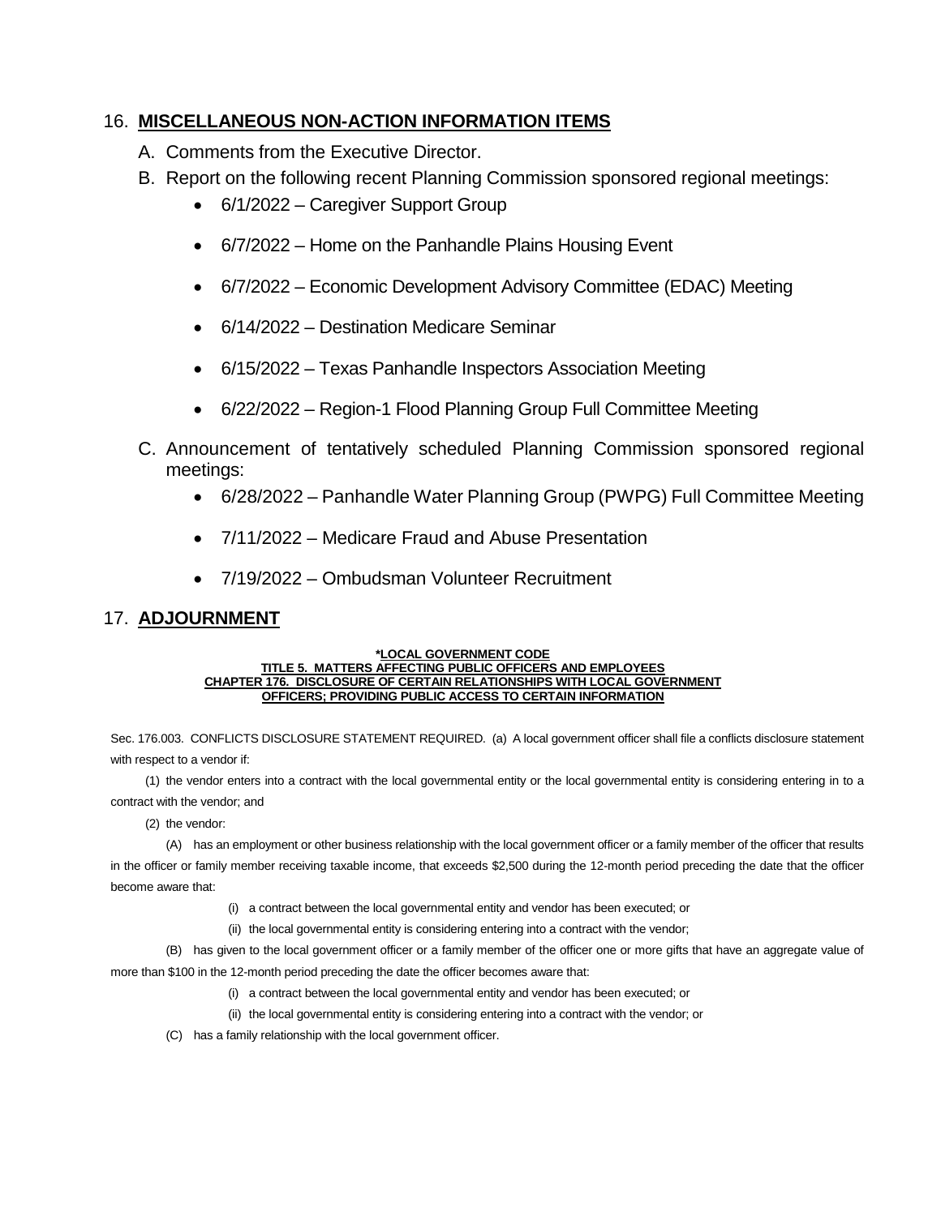## 16. **MISCELLANEOUS NON-ACTION INFORMATION ITEMS**

A. Comments from the Executive Director.

B. Report on the following recent Planning Commission sponsored regional meetings:

- 6/1/2022 – Caregiver Support Group
- 6/7/2022 – Home on the Panhandle Plains Housing Event
- 6/7/2022 – Economic Development Advisory Committee (EDAC) Meeting
- 6/14/2022 – Destination Medicare Seminar
- 6/15/2022 – Texas Panhandle Inspectors Association Meeting
- 6/22/2022 – Region-1 Flood Planning Group Full Committee Meeting

C. Announcement of tentatively scheduled Planning Commission sponsored regional meetings:

- 6/28/2022 – Panhandle Water Planning Group (PWPG) Full Committee Meeting
- 7/11/2022 – Medicare Fraud and Abuse Presentation
- 7/19/2022 – Ombudsman Volunteer Recruitment

## 17. **ADJOURNMENT**

**\*LOCAL GOVERNMENT CODE**
**TITLE 5. MATTERS AFFECTING PUBLIC OFFICERS AND EMPLOYEES**
**CHAPTER 176. DISCLOSURE OF CERTAIN RELATIONSHIPS WITH LOCAL GOVERNMENT OFFICERS; PROVIDING PUBLIC ACCESS TO CERTAIN INFORMATION**

Sec. 176.003. CONFLICTS DISCLOSURE STATEMENT REQUIRED. (a) A local government officer shall file a conflicts disclosure statement with respect to a vendor if:

(1) the vendor enters into a contract with the local governmental entity or the local governmental entity is considering entering in to a contract with the vendor; and

(2) the vendor:

(A) has an employment or other business relationship with the local government officer or a family member of the officer that results in the officer or family member receiving taxable income, that exceeds $2,500 during the 12-month period preceding the date that the officer become aware that:

(i) a contract between the local governmental entity and vendor has been executed; or

(ii) the local governmental entity is considering entering into a contract with the vendor;

(B) has given to the local government officer or a family member of the officer one or more gifts that have an aggregate value of more than $100 in the 12-month period preceding the date the officer becomes aware that:

(i) a contract between the local governmental entity and vendor has been executed; or

(ii) the local governmental entity is considering entering into a contract with the vendor; or

(C) has a family relationship with the local government officer.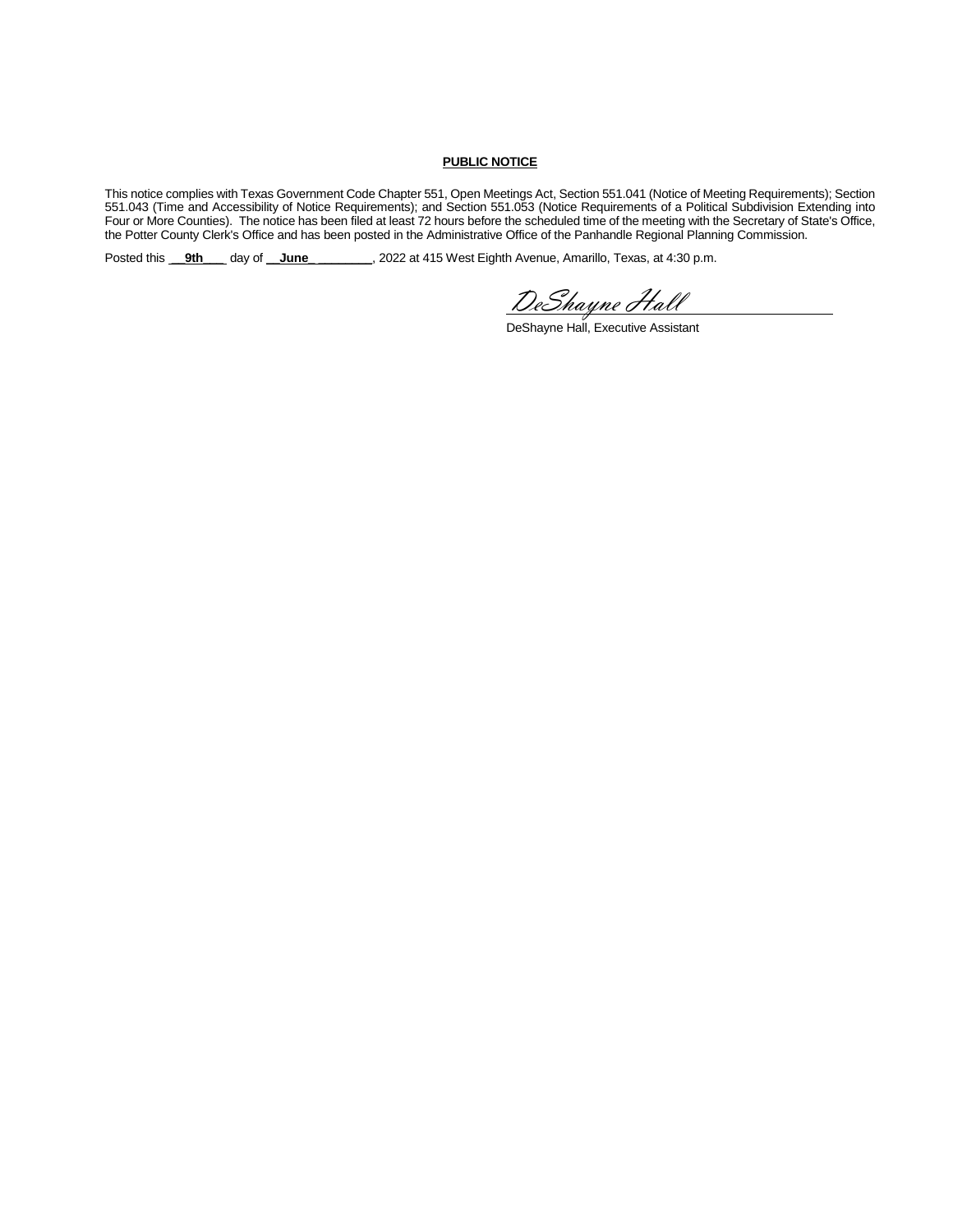**PUBLIC NOTICE**

This notice complies with Texas Government Code Chapter 551, Open Meetings Act, Section 551.041 (Notice of Meeting Requirements); Section 551.043 (Time and Accessibility of Notice Requirements); and Section 551.053 (Notice Requirements of a Political Subdivision Extending into Four or More Counties). The notice has been filed at least 72 hours before the scheduled time of the meeting with the Secretary of State's Office, the Potter County Clerk's Office and has been posted in the Administrative Office of the Panhandle Regional Planning Commission.

Posted this \_\_\_**9th**\_\_\_\_ day of \_\_**June**\_ \_\_\_\_\_\_\_\_, 2022 at 415 West Eighth Avenue, Amarillo, Texas, at 4:30 p.m.

*DeShayne Hall*

DeShayne Hall, Executive Assistant